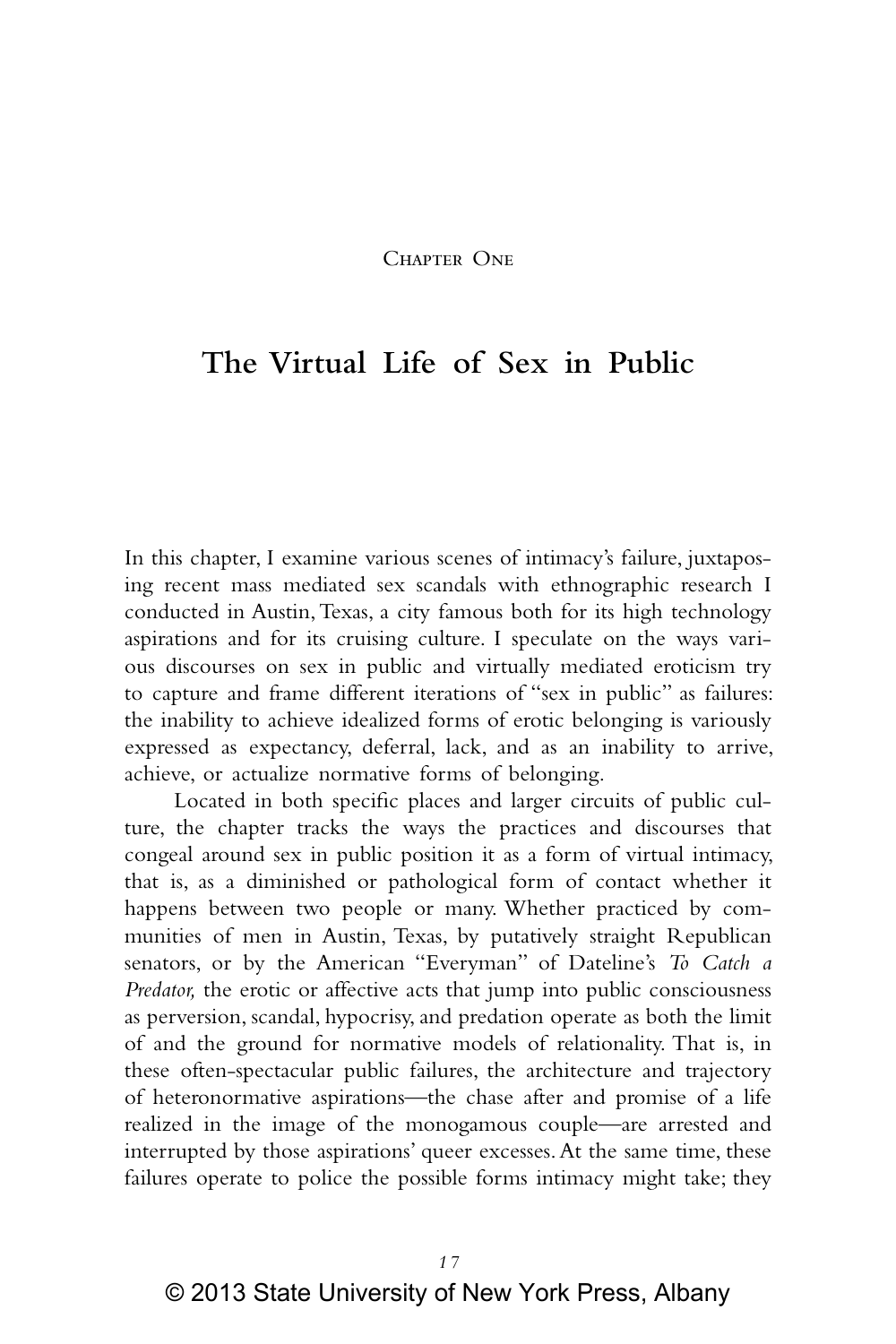Chapter One

# The Virtual Life of Sex in Public

In this chapter, I examine various scenes of intimacy's failure, juxtaposing recent mass mediated sex scandals with ethnographic research I conducted in Austin, Texas, a city famous both for its high technology aspirations and for its cruising culture. I speculate on the ways various discourses on sex in public and virtually mediated eroticism try to capture and frame different iterations of "sex in public" as failures: the inability to achieve idealized forms of erotic belonging is variously expressed as expectancy, deferral, lack, and as an inability to arrive, achieve, or actualize normative forms of belonging.

Located in both specific places and larger circuits of public culture, the chapter tracks the ways the practices and discourses that congeal around sex in public position it as a form of virtual intimacy, that is, as a diminished or pathological form of contact whether it happens between two people or many. Whether practiced by communities of men in Austin, Texas, by putatively straight Republican senators, or by the American "Everyman" of Dateline's *To Catch a Predator,* the erotic or affective acts that jump into public consciousness as perversion, scandal, hypocrisy, and predation operate as both the limit of and the ground for normative models of relationality. That is, in these often-spectacular public failures, the architecture and trajectory of heteronormative aspirations—the chase after and promise of a life realized in the image of the monogamous couple—are arrested and interrupted by those aspirations' queer excesses. At the same time, these failures operate to police the possible forms intimacy might take; they

© 2013 State University of New York Press, Albany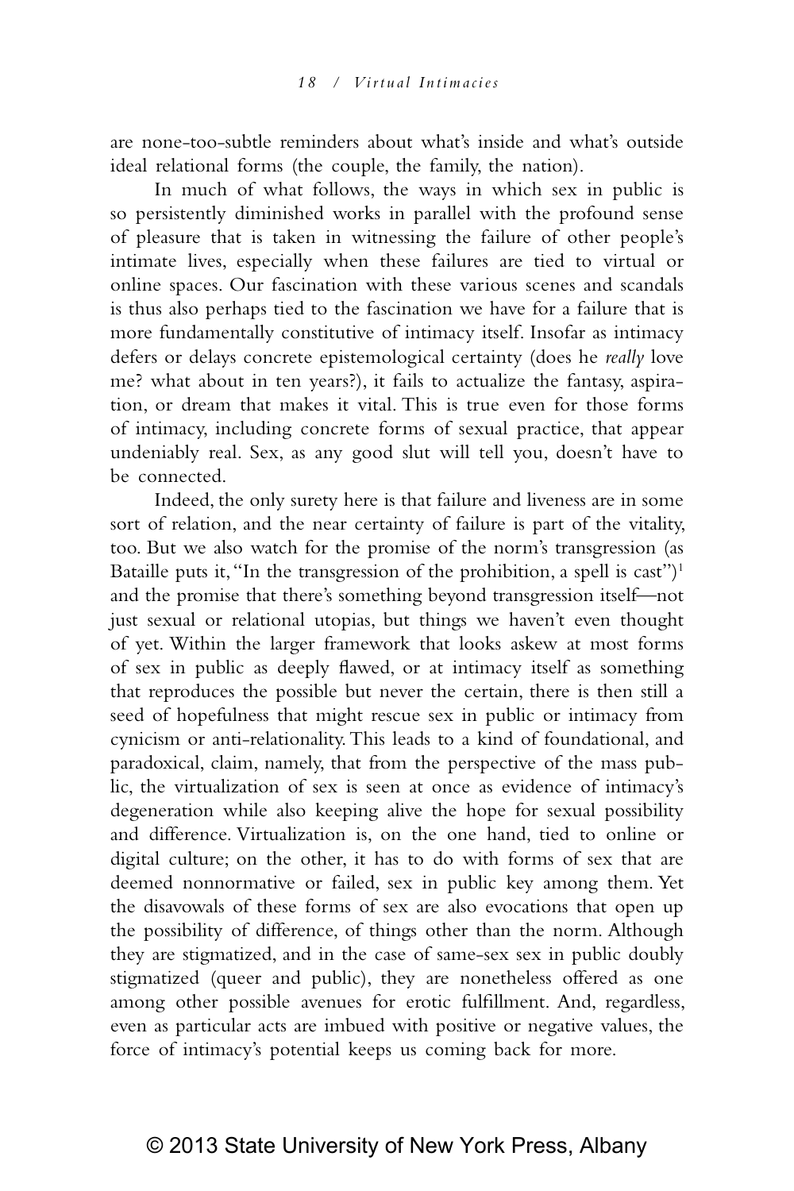are none-too-subtle reminders about what's inside and what's outside ideal relational forms (the couple, the family, the nation).

In much of what follows, the ways in which sex in public is so persistently diminished works in parallel with the profound sense of pleasure that is taken in witnessing the failure of other people's intimate lives, especially when these failures are tied to virtual or online spaces. Our fascination with these various scenes and scandals is thus also perhaps tied to the fascination we have for a failure that is more fundamentally constitutive of intimacy itself. Insofar as intimacy defers or delays concrete epistemological certainty (does he *really* love me? what about in ten years?), it fails to actualize the fantasy, aspiration, or dream that makes it vital. This is true even for those forms of intimacy, including concrete forms of sexual practice, that appear undeniably real. Sex, as any good slut will tell you, doesn't have to be connected.

Indeed, the only surety here is that failure and liveness are in some sort of relation, and the near certainty of failure is part of the vitality, too. But we also watch for the promise of the norm's transgression (as Bataille puts it, "In the transgression of the prohibition, a spell is cast")[1] and the promise that there's something beyond transgression itself—not just sexual or relational utopias, but things we haven't even thought of yet. Within the larger framework that looks askew at most forms of sex in public as deeply flawed, or at intimacy itself as something that reproduces the possible but never the certain, there is then still a seed of hopefulness that might rescue sex in public or intimacy from cynicism or anti-relationality. This leads to a kind of foundational, and paradoxical, claim, namely, that from the perspective of the mass public, the virtualization of sex is seen at once as evidence of intimacy's degeneration while also keeping alive the hope for sexual possibility and difference. Virtualization is, on the one hand, tied to online or digital culture; on the other, it has to do with forms of sex that are deemed nonnormative or failed, sex in public key among them. Yet the disavowals of these forms of sex are also evocations that open up the possibility of difference, of things other than the norm. Although they are stigmatized, and in the case of same-sex sex in public doubly stigmatized (queer and public), they are nonetheless offered as one among other possible avenues for erotic fulfillment. And, regardless, even as particular acts are imbued with positive or negative values, the force of intimacy's potential keeps us coming back for more.

© 2013 State University of New York Press, Albany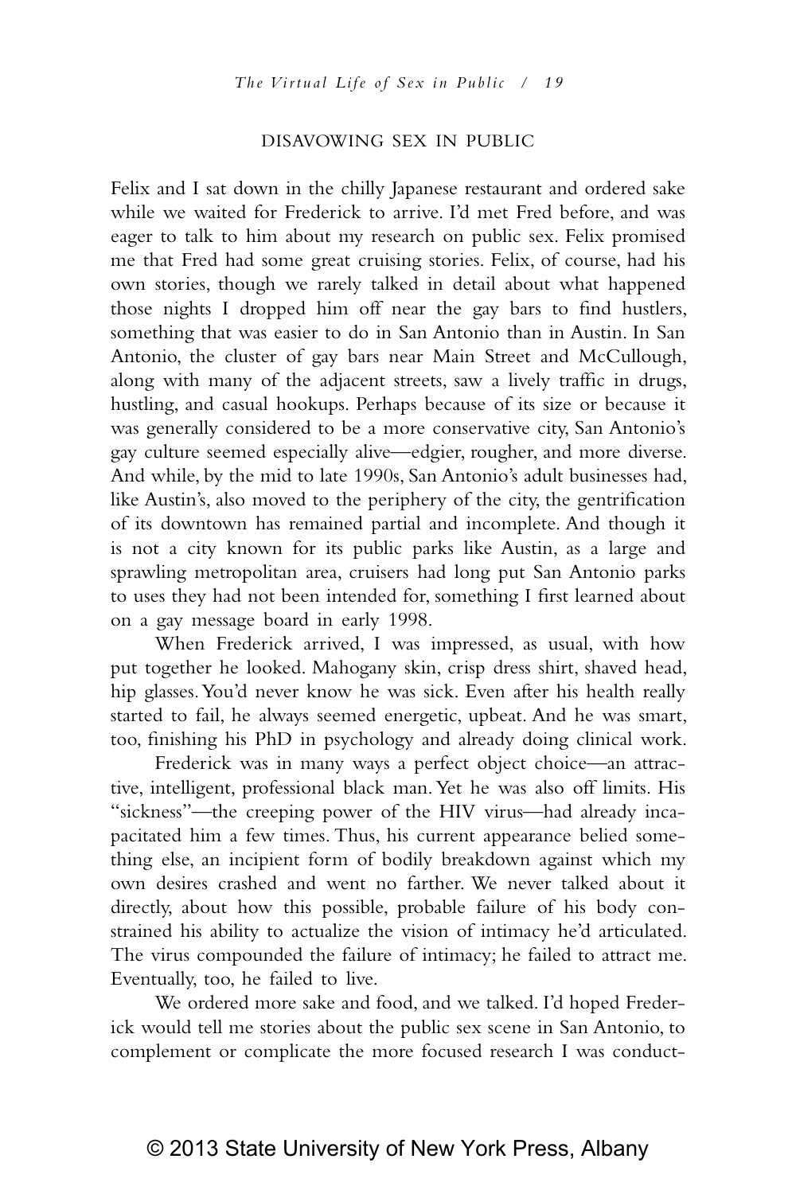## DISAVOWING SEX IN PUBLIC

Felix and I sat down in the chilly Japanese restaurant and ordered sake while we waited for Frederick to arrive. I'd met Fred before, and was eager to talk to him about my research on public sex. Felix promised me that Fred had some great cruising stories. Felix, of course, had his own stories, though we rarely talked in detail about what happened those nights I dropped him off near the gay bars to find hustlers, something that was easier to do in San Antonio than in Austin. In San Antonio, the cluster of gay bars near Main Street and McCullough, along with many of the adjacent streets, saw a lively traffic in drugs, hustling, and casual hookups. Perhaps because of its size or because it was generally considered to be a more conservative city, San Antonio's gay culture seemed especially alive—edgier, rougher, and more diverse. And while, by the mid to late 1990s, San Antonio's adult businesses had, like Austin's, also moved to the periphery of the city, the gentrification of its downtown has remained partial and incomplete. And though it is not a city known for its public parks like Austin, as a large and sprawling metropolitan area, cruisers had long put San Antonio parks to uses they had not been intended for, something I first learned about on a gay message board in early 1998.

When Frederick arrived, I was impressed, as usual, with how put together he looked. Mahogany skin, crisp dress shirt, shaved head, hip glasses. You'd never know he was sick. Even after his health really started to fail, he always seemed energetic, upbeat. And he was smart, too, finishing his PhD in psychology and already doing clinical work.

Frederick was in many ways a perfect object choice—an attractive, intelligent, professional black man. Yet he was also off limits. His "sickness"—the creeping power of the HIV virus—had already incapacitated him a few times. Thus, his current appearance belied something else, an incipient form of bodily breakdown against which my own desires crashed and went no farther. We never talked about it directly, about how this possible, probable failure of his body constrained his ability to actualize the vision of intimacy he'd articulated. The virus compounded the failure of intimacy; he failed to attract me. Eventually, too, he failed to live.

We ordered more sake and food, and we talked. I'd hoped Frederick would tell me stories about the public sex scene in San Antonio, to complement or complicate the more focused research I was conduct-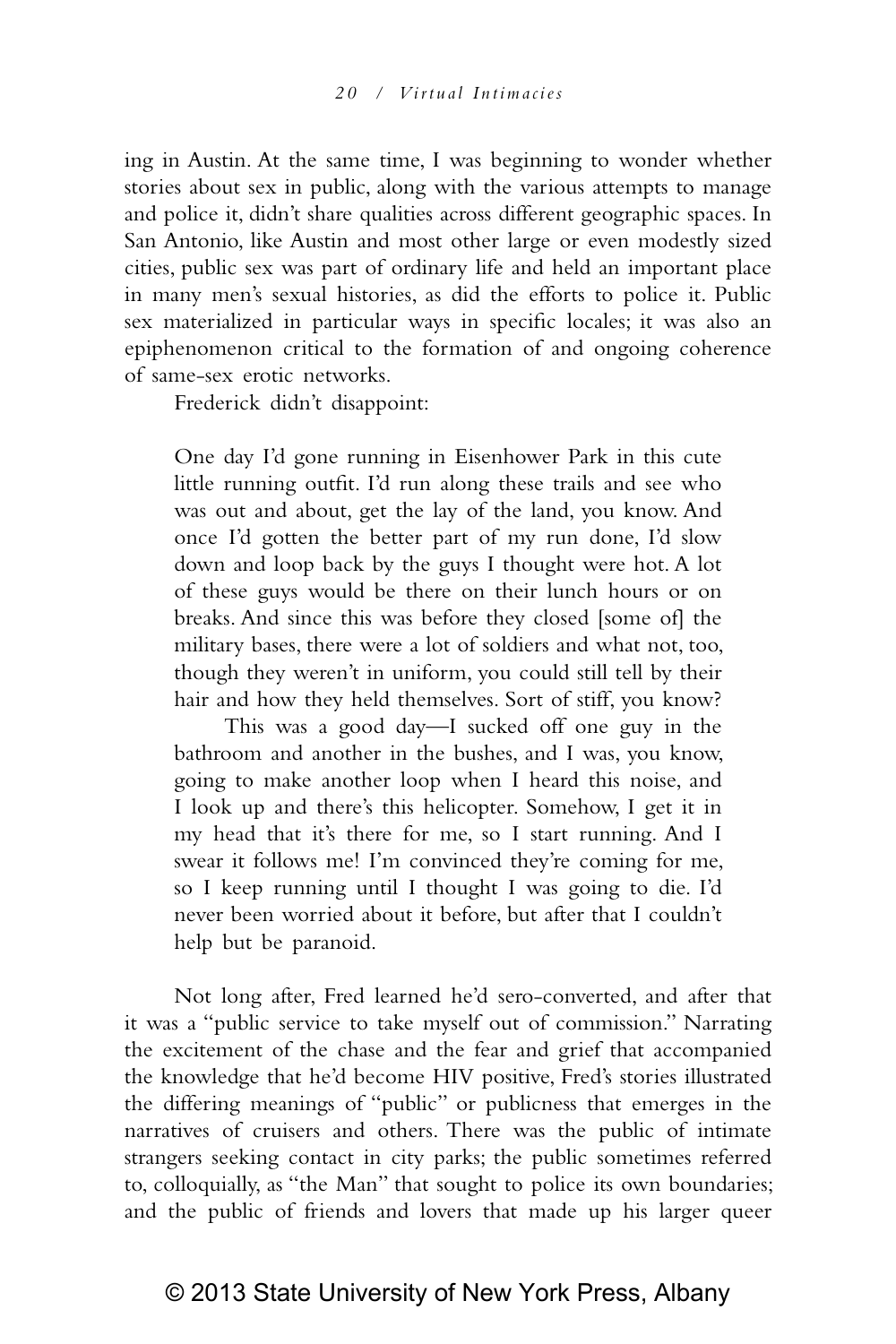ing in Austin. At the same time, I was beginning to wonder whether stories about sex in public, along with the various attempts to manage and police it, didn't share qualities across different geographic spaces. In San Antonio, like Austin and most other large or even modestly sized cities, public sex was part of ordinary life and held an important place in many men's sexual histories, as did the efforts to police it. Public sex materialized in particular ways in specific locales; it was also an epiphenomenon critical to the formation of and ongoing coherence of same-sex erotic networks.

Frederick didn't disappoint:

> One day I'd gone running in Eisenhower Park in this cute little running outfit. I'd run along these trails and see who was out and about, get the lay of the land, you know. And once I'd gotten the better part of my run done, I'd slow down and loop back by the guys I thought were hot. A lot of these guys would be there on their lunch hours or on breaks. And since this was before they closed [some of] the military bases, there were a lot of soldiers and what not, too, though they weren't in uniform, you could still tell by their hair and how they held themselves. Sort of stiff, you know?
>
> This was a good day—I sucked off one guy in the bathroom and another in the bushes, and I was, you know, going to make another loop when I heard this noise, and I look up and there's this helicopter. Somehow, I get it in my head that it's there for me, so I start running. And I swear it follows me! I'm convinced they're coming for me, so I keep running until I thought I was going to die. I'd never been worried about it before, but after that I couldn't help but be paranoid.

Not long after, Fred learned he'd sero-converted, and after that it was a "public service to take myself out of commission." Narrating the excitement of the chase and the fear and grief that accompanied the knowledge that he'd become HIV positive, Fred's stories illustrated the differing meanings of "public" or publicness that emerges in the narratives of cruisers and others. There was the public of intimate strangers seeking contact in city parks; the public sometimes referred to, colloquially, as "the Man" that sought to police its own boundaries; and the public of friends and lovers that made up his larger queer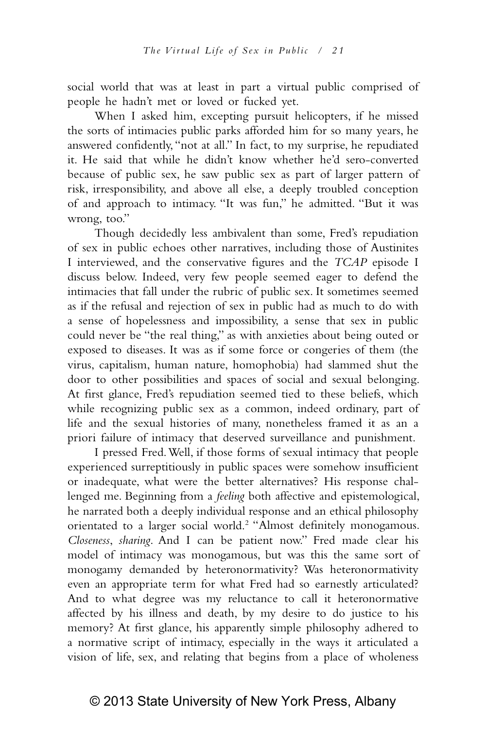social world that was at least in part a virtual public comprised of people he hadn't met or loved or fucked yet.

When I asked him, excepting pursuit helicopters, if he missed the sorts of intimacies public parks afforded him for so many years, he answered confidently, "not at all." In fact, to my surprise, he repudiated it. He said that while he didn't know whether he'd sero-converted because of public sex, he saw public sex as part of larger pattern of risk, irresponsibility, and above all else, a deeply troubled conception of and approach to intimacy. "It was fun," he admitted. "But it was wrong, too."

Though decidedly less ambivalent than some, Fred's repudiation of sex in public echoes other narratives, including those of Austinites I interviewed, and the conservative figures and the *TCAP* episode I discuss below. Indeed, very few people seemed eager to defend the intimacies that fall under the rubric of public sex. It sometimes seemed as if the refusal and rejection of sex in public had as much to do with a sense of hopelessness and impossibility, a sense that sex in public could never be "the real thing," as with anxieties about being outed or exposed to diseases. It was as if some force or congeries of them (the virus, capitalism, human nature, homophobia) had slammed shut the door to other possibilities and spaces of social and sexual belonging. At first glance, Fred's repudiation seemed tied to these beliefs, which while recognizing public sex as a common, indeed ordinary, part of life and the sexual histories of many, nonetheless framed it as an a priori failure of intimacy that deserved surveillance and punishment.

I pressed Fred. Well, if those forms of sexual intimacy that people experienced surreptitiously in public spaces were somehow insufficient or inadequate, what were the better alternatives? His response challenged me. Beginning from a *feeling* both affective and epistemological, he narrated both a deeply individual response and an ethical philosophy orientated to a larger social world.[2] "Almost definitely monogamous. *Closeness*, *sharing*. And I can be patient now." Fred made clear his model of intimacy was monogamous, but was this the same sort of monogamy demanded by heteronormativity? Was heteronormativity even an appropriate term for what Fred had so earnestly articulated? And to what degree was my reluctance to call it heteronormative affected by his illness and death, by my desire to do justice to his memory? At first glance, his apparently simple philosophy adhered to a normative script of intimacy, especially in the ways it articulated a vision of life, sex, and relating that begins from a place of wholeness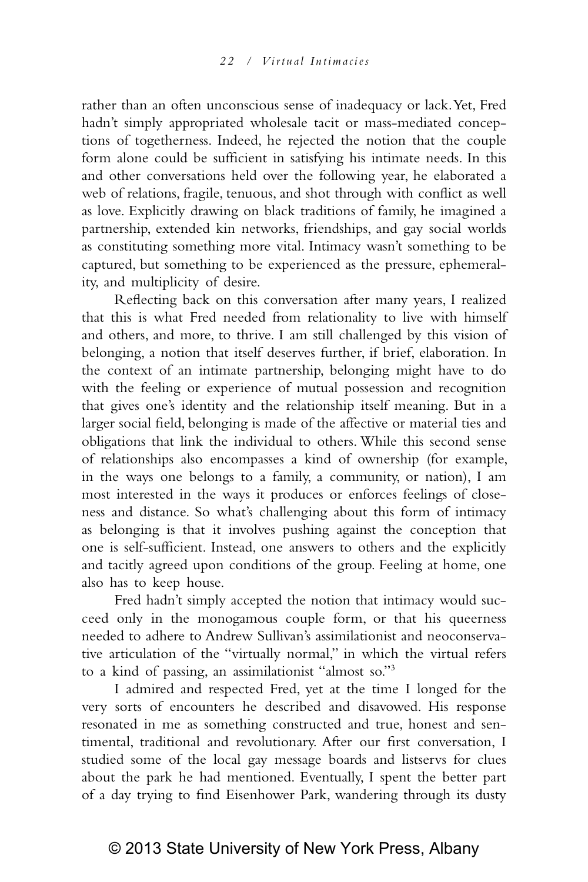rather than an often unconscious sense of inadequacy or lack. Yet, Fred hadn't simply appropriated wholesale tacit or mass-mediated conceptions of togetherness. Indeed, he rejected the notion that the couple form alone could be sufficient in satisfying his intimate needs. In this and other conversations held over the following year, he elaborated a web of relations, fragile, tenuous, and shot through with conflict as well as love. Explicitly drawing on black traditions of family, he imagined a partnership, extended kin networks, friendships, and gay social worlds as constituting something more vital. Intimacy wasn't something to be captured, but something to be experienced as the pressure, ephemerality, and multiplicity of desire.

Reflecting back on this conversation after many years, I realized that this is what Fred needed from relationality to live with himself and others, and more, to thrive. I am still challenged by this vision of belonging, a notion that itself deserves further, if brief, elaboration. In the context of an intimate partnership, belonging might have to do with the feeling or experience of mutual possession and recognition that gives one's identity and the relationship itself meaning. But in a larger social field, belonging is made of the affective or material ties and obligations that link the individual to others. While this second sense of relationships also encompasses a kind of ownership (for example, in the ways one belongs to a family, a community, or nation), I am most interested in the ways it produces or enforces feelings of closeness and distance. So what's challenging about this form of intimacy as belonging is that it involves pushing against the conception that one is self-sufficient. Instead, one answers to others and the explicitly and tacitly agreed upon conditions of the group. Feeling at home, one also has to keep house.

Fred hadn't simply accepted the notion that intimacy would succeed only in the monogamous couple form, or that his queerness needed to adhere to Andrew Sullivan's assimilationist and neoconservative articulation of the "virtually normal," in which the virtual refers to a kind of passing, an assimilationist "almost so."[3]

I admired and respected Fred, yet at the time I longed for the very sorts of encounters he described and disavowed. His response resonated in me as something constructed and true, honest and sentimental, traditional and revolutionary. After our first conversation, I studied some of the local gay message boards and listservs for clues about the park he had mentioned. Eventually, I spent the better part of a day trying to find Eisenhower Park, wandering through its dusty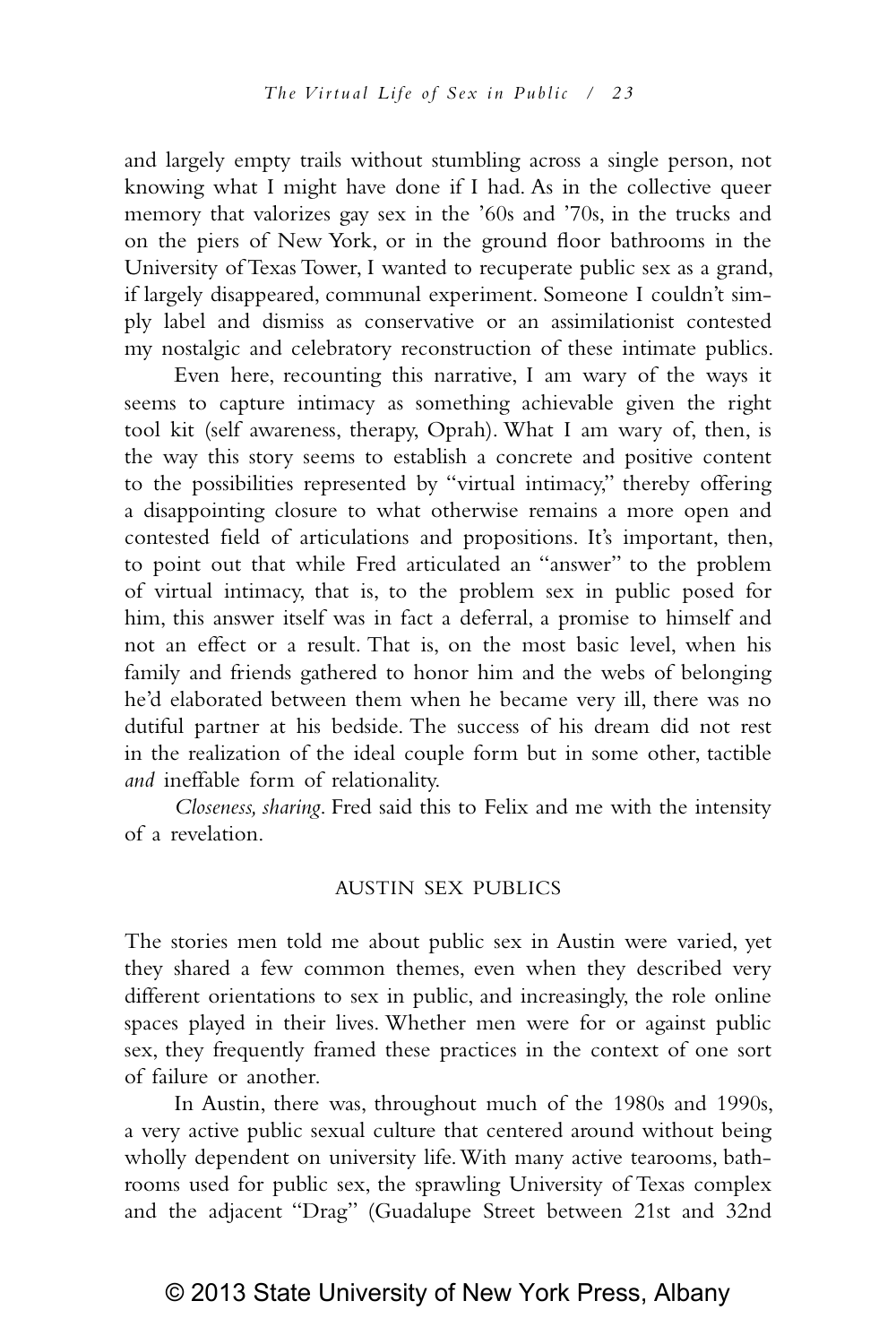and largely empty trails without stumbling across a single person, not knowing what I might have done if I had. As in the collective queer memory that valorizes gay sex in the '60s and '70s, in the trucks and on the piers of New York, or in the ground floor bathrooms in the University of Texas Tower, I wanted to recuperate public sex as a grand, if largely disappeared, communal experiment. Someone I couldn't simply label and dismiss as conservative or an assimilationist contested my nostalgic and celebratory reconstruction of these intimate publics.

Even here, recounting this narrative, I am wary of the ways it seems to capture intimacy as something achievable given the right tool kit (self awareness, therapy, Oprah). What I am wary of, then, is the way this story seems to establish a concrete and positive content to the possibilities represented by "virtual intimacy," thereby offering a disappointing closure to what otherwise remains a more open and contested field of articulations and propositions. It's important, then, to point out that while Fred articulated an "answer" to the problem of virtual intimacy, that is, to the problem sex in public posed for him, this answer itself was in fact a deferral, a promise to himself and not an effect or a result. That is, on the most basic level, when his family and friends gathered to honor him and the webs of belonging he'd elaborated between them when he became very ill, there was no dutiful partner at his bedside. The success of his dream did not rest in the realization of the ideal couple form but in some other, tactible *and* ineffable form of relationality.

*Closeness, sharing*. Fred said this to Felix and me with the intensity of a revelation.

## AUSTIN SEX PUBLICS

The stories men told me about public sex in Austin were varied, yet they shared a few common themes, even when they described very different orientations to sex in public, and increasingly, the role online spaces played in their lives. Whether men were for or against public sex, they frequently framed these practices in the context of one sort of failure or another.

In Austin, there was, throughout much of the 1980s and 1990s, a very active public sexual culture that centered around without being wholly dependent on university life. With many active tearooms, bathrooms used for public sex, the sprawling University of Texas complex and the adjacent "Drag" (Guadalupe Street between 21st and 32nd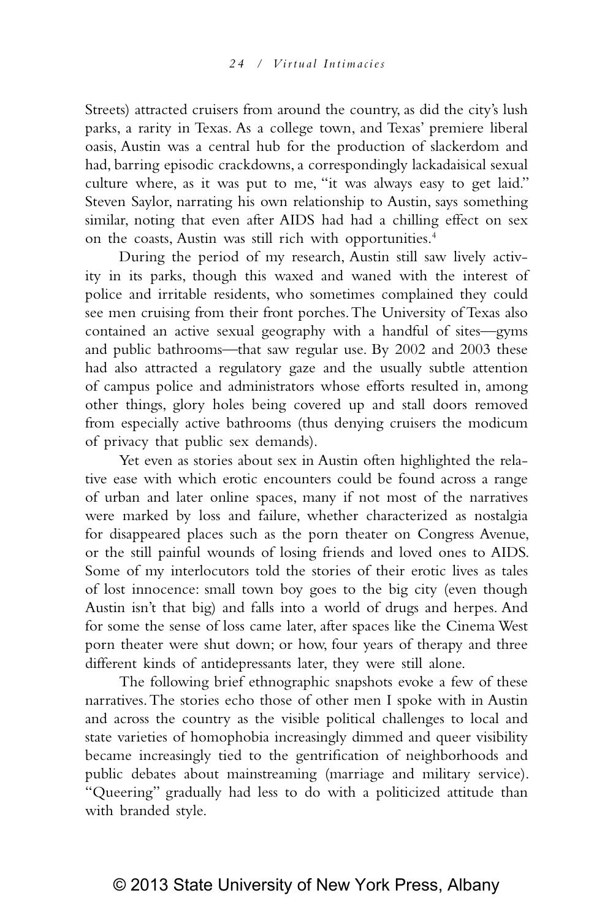Streets) attracted cruisers from around the country, as did the city's lush parks, a rarity in Texas. As a college town, and Texas' premiere liberal oasis, Austin was a central hub for the production of slackerdom and had, barring episodic crackdowns, a correspondingly lackadaisical sexual culture where, as it was put to me, "it was always easy to get laid." Steven Saylor, narrating his own relationship to Austin, says something similar, noting that even after AIDS had had a chilling effect on sex on the coasts, Austin was still rich with opportunities.[4]

During the period of my research, Austin still saw lively activity in its parks, though this waxed and waned with the interest of police and irritable residents, who sometimes complained they could see men cruising from their front porches. The University of Texas also contained an active sexual geography with a handful of sites—gyms and public bathrooms—that saw regular use. By 2002 and 2003 these had also attracted a regulatory gaze and the usually subtle attention of campus police and administrators whose efforts resulted in, among other things, glory holes being covered up and stall doors removed from especially active bathrooms (thus denying cruisers the modicum of privacy that public sex demands).

Yet even as stories about sex in Austin often highlighted the relative ease with which erotic encounters could be found across a range of urban and later online spaces, many if not most of the narratives were marked by loss and failure, whether characterized as nostalgia for disappeared places such as the porn theater on Congress Avenue, or the still painful wounds of losing friends and loved ones to AIDS. Some of my interlocutors told the stories of their erotic lives as tales of lost innocence: small town boy goes to the big city (even though Austin isn't that big) and falls into a world of drugs and herpes. And for some the sense of loss came later, after spaces like the Cinema West porn theater were shut down; or how, four years of therapy and three different kinds of antidepressants later, they were still alone.

The following brief ethnographic snapshots evoke a few of these narratives. The stories echo those of other men I spoke with in Austin and across the country as the visible political challenges to local and state varieties of homophobia increasingly dimmed and queer visibility became increasingly tied to the gentrification of neighborhoods and public debates about mainstreaming (marriage and military service). "Queering" gradually had less to do with a politicized attitude than with branded style.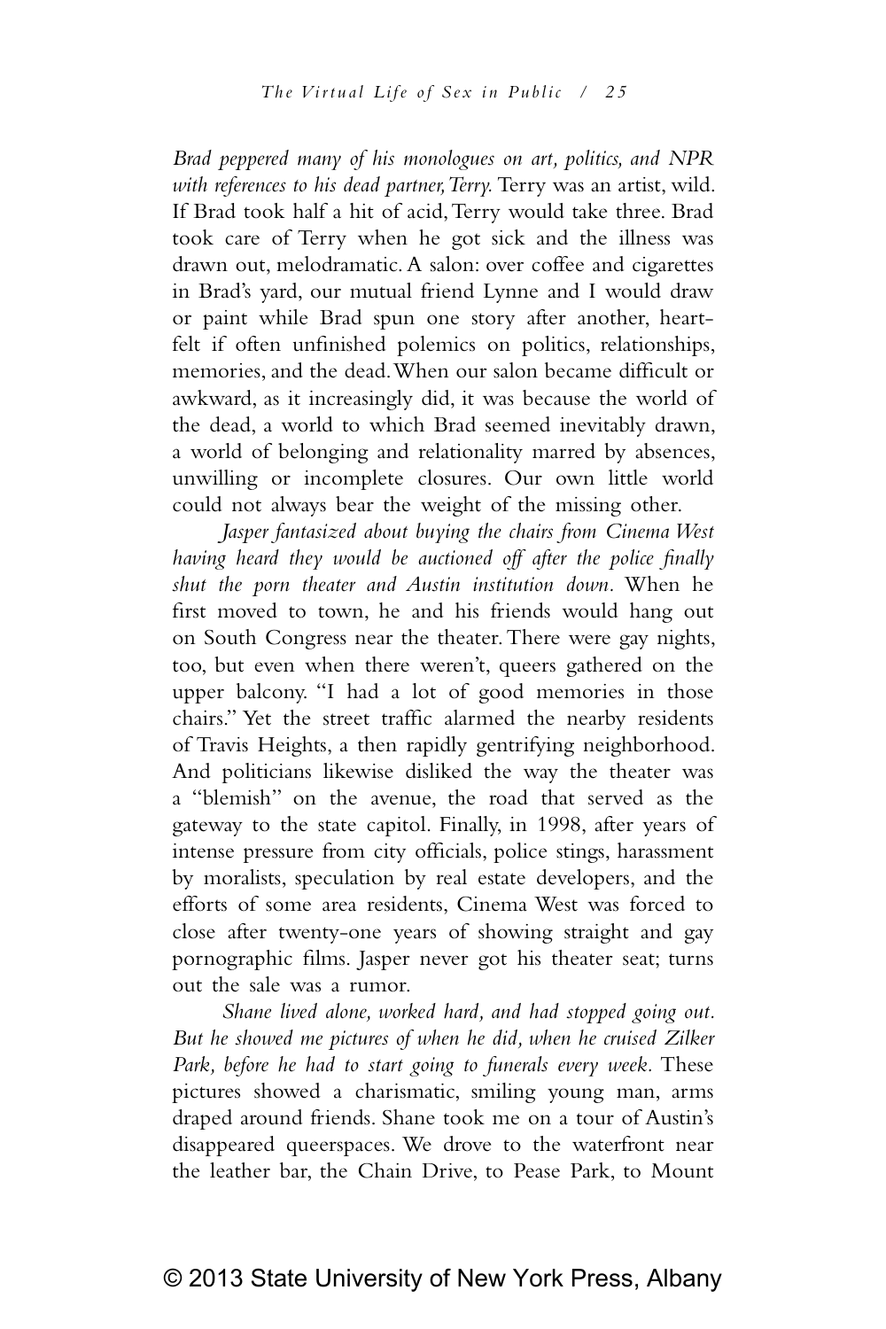*Brad peppered many of his monologues on art, politics, and NPR with references to his dead partner, Terry.* Terry was an artist, wild. If Brad took half a hit of acid, Terry would take three. Brad took care of Terry when he got sick and the illness was drawn out, melodramatic. A salon: over coffee and cigarettes in Brad's yard, our mutual friend Lynne and I would draw or paint while Brad spun one story after another, heartfelt if often unfinished polemics on politics, relationships, memories, and the dead. When our salon became difficult or awkward, as it increasingly did, it was because the world of the dead, a world to which Brad seemed inevitably drawn, a world of belonging and relationality marred by absences, unwilling or incomplete closures. Our own little world could not always bear the weight of the missing other.

*Jasper fantasized about buying the chairs from Cinema West having heard they would be auctioned off after the police finally shut the porn theater and Austin institution down.* When he first moved to town, he and his friends would hang out on South Congress near the theater. There were gay nights, too, but even when there weren't, queers gathered on the upper balcony. "I had a lot of good memories in those chairs." Yet the street traffic alarmed the nearby residents of Travis Heights, a then rapidly gentrifying neighborhood. And politicians likewise disliked the way the theater was a "blemish" on the avenue, the road that served as the gateway to the state capitol. Finally, in 1998, after years of intense pressure from city officials, police stings, harassment by moralists, speculation by real estate developers, and the efforts of some area residents, Cinema West was forced to close after twenty-one years of showing straight and gay pornographic films. Jasper never got his theater seat; turns out the sale was a rumor.

*Shane lived alone, worked hard, and had stopped going out. But he showed me pictures of when he did, when he cruised Zilker Park, before he had to start going to funerals every week.* These pictures showed a charismatic, smiling young man, arms draped around friends. Shane took me on a tour of Austin's disappeared queerspaces. We drove to the waterfront near the leather bar, the Chain Drive, to Pease Park, to Mount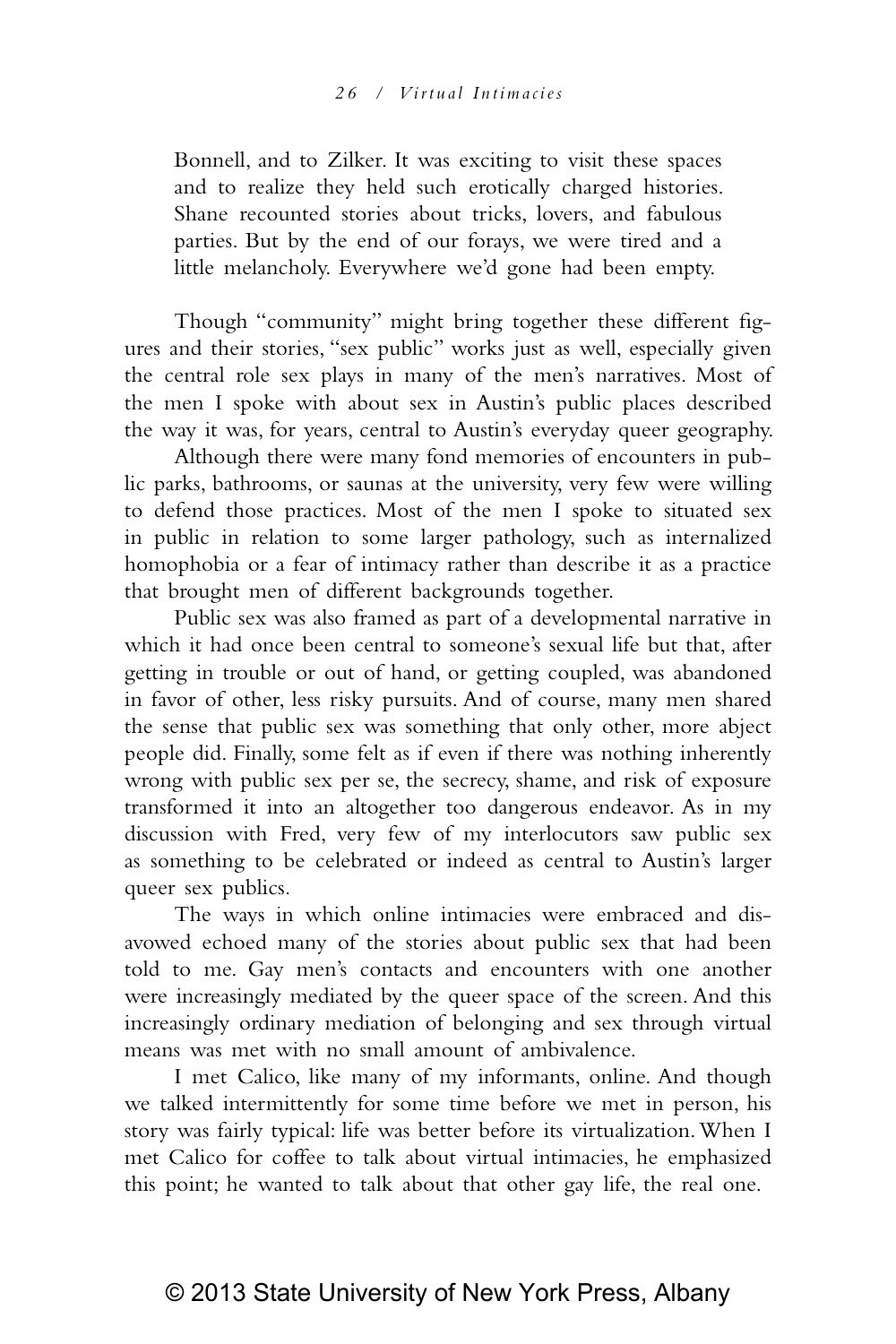> Bonnell, and to Zilker. It was exciting to visit these spaces and to realize they held such erotically charged histories. Shane recounted stories about tricks, lovers, and fabulous parties. But by the end of our forays, we were tired and a little melancholy. Everywhere we'd gone had been empty.

Though "community" might bring together these different figures and their stories, "sex public" works just as well, especially given the central role sex plays in many of the men's narratives. Most of the men I spoke with about sex in Austin's public places described the way it was, for years, central to Austin's everyday queer geography.

Although there were many fond memories of encounters in public parks, bathrooms, or saunas at the university, very few were willing to defend those practices. Most of the men I spoke to situated sex in public in relation to some larger pathology, such as internalized homophobia or a fear of intimacy rather than describe it as a practice that brought men of different backgrounds together.

Public sex was also framed as part of a developmental narrative in which it had once been central to someone's sexual life but that, after getting in trouble or out of hand, or getting coupled, was abandoned in favor of other, less risky pursuits. And of course, many men shared the sense that public sex was something that only other, more abject people did. Finally, some felt as if even if there was nothing inherently wrong with public sex per se, the secrecy, shame, and risk of exposure transformed it into an altogether too dangerous endeavor. As in my discussion with Fred, very few of my interlocutors saw public sex as something to be celebrated or indeed as central to Austin's larger queer sex publics.

The ways in which online intimacies were embraced and disavowed echoed many of the stories about public sex that had been told to me. Gay men's contacts and encounters with one another were increasingly mediated by the queer space of the screen. And this increasingly ordinary mediation of belonging and sex through virtual means was met with no small amount of ambivalence.

I met Calico, like many of my informants, online. And though we talked intermittently for some time before we met in person, his story was fairly typical: life was better before its virtualization. When I met Calico for coffee to talk about virtual intimacies, he emphasized this point; he wanted to talk about that other gay life, the real one.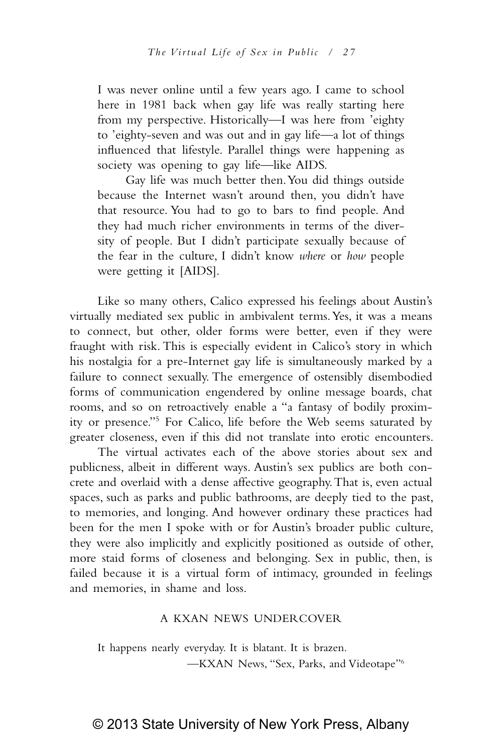> I was never online until a few years ago. I came to school here in 1981 back when gay life was really starting here from my perspective. Historically—I was here from 'eighty to 'eighty-seven and was out and in gay life—a lot of things influenced that lifestyle. Parallel things were happening as society was opening to gay life—like AIDS.
>
> Gay life was much better then. You did things outside because the Internet wasn't around then, you didn't have that resource. You had to go to bars to find people. And they had much richer environments in terms of the diversity of people. But I didn't participate sexually because of the fear in the culture, I didn't know *where* or *how* people were getting it [AIDS].

Like so many others, Calico expressed his feelings about Austin's virtually mediated sex public in ambivalent terms. Yes, it was a means to connect, but other, older forms were better, even if they were fraught with risk. This is especially evident in Calico's story in which his nostalgia for a pre-Internet gay life is simultaneously marked by a failure to connect sexually. The emergence of ostensibly disembodied forms of communication engendered by online message boards, chat rooms, and so on retroactively enable a "a fantasy of bodily proximity or presence."[5] For Calico, life before the Web seems saturated by greater closeness, even if this did not translate into erotic encounters.

The virtual activates each of the above stories about sex and publicness, albeit in different ways. Austin's sex publics are both concrete and overlaid with a dense affective geography. That is, even actual spaces, such as parks and public bathrooms, are deeply tied to the past, to memories, and longing. And however ordinary these practices had been for the men I spoke with or for Austin's broader public culture, they were also implicitly and explicitly positioned as outside of other, more staid forms of closeness and belonging. Sex in public, then, is failed because it is a virtual form of intimacy, grounded in feelings and memories, in shame and loss.

## A KXAN News Undercover

> It happens nearly everyday. It is blatant. It is brazen.
>
> —KXAN News, "Sex, Parks, and Videotape"[6]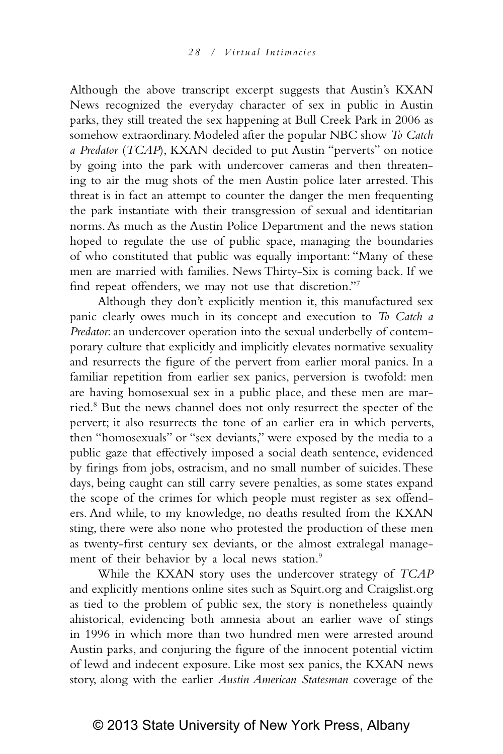Although the above transcript excerpt suggests that Austin's KXAN News recognized the everyday character of sex in public in Austin parks, they still treated the sex happening at Bull Creek Park in 2006 as somehow extraordinary. Modeled after the popular NBC show *To Catch a Predator* (*TCAP*), KXAN decided to put Austin "perverts" on notice by going into the park with undercover cameras and then threatening to air the mug shots of the men Austin police later arrested. This threat is in fact an attempt to counter the danger the men frequenting the park instantiate with their transgression of sexual and identitarian norms. As much as the Austin Police Department and the news station hoped to regulate the use of public space, managing the boundaries of who constituted that public was equally important: "Many of these men are married with families. News Thirty-Six is coming back. If we find repeat offenders, we may not use that discretion."[7]

Although they don't explicitly mention it, this manufactured sex panic clearly owes much in its concept and execution to *To Catch a Predator*: an undercover operation into the sexual underbelly of contemporary culture that explicitly and implicitly elevates normative sexuality and resurrects the figure of the pervert from earlier moral panics. In a familiar repetition from earlier sex panics, perversion is twofold: men are having homosexual sex in a public place, and these men are married.[8] But the news channel does not only resurrect the specter of the pervert; it also resurrects the tone of an earlier era in which perverts, then "homosexuals" or "sex deviants," were exposed by the media to a public gaze that effectively imposed a social death sentence, evidenced by firings from jobs, ostracism, and no small number of suicides. These days, being caught can still carry severe penalties, as some states expand the scope of the crimes for which people must register as sex offenders. And while, to my knowledge, no deaths resulted from the KXAN sting, there were also none who protested the production of these men as twenty-first century sex deviants, or the almost extralegal management of their behavior by a local news station.[9]

While the KXAN story uses the undercover strategy of *TCAP* and explicitly mentions online sites such as Squirt.org and Craigslist.org as tied to the problem of public sex, the story is nonetheless quaintly ahistorical, evidencing both amnesia about an earlier wave of stings in 1996 in which more than two hundred men were arrested around Austin parks, and conjuring the figure of the innocent potential victim of lewd and indecent exposure. Like most sex panics, the KXAN news story, along with the earlier *Austin American Statesman* coverage of the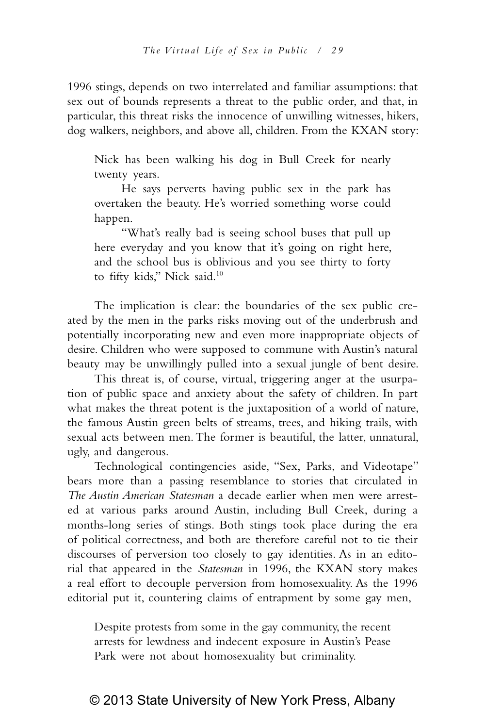1996 stings, depends on two interrelated and familiar assumptions: that sex out of bounds represents a threat to the public order, and that, in particular, this threat risks the innocence of unwilling witnesses, hikers, dog walkers, neighbors, and above all, children. From the KXAN story:

> Nick has been walking his dog in Bull Creek for nearly twenty years.
>
> He says perverts having public sex in the park has overtaken the beauty. He's worried something worse could happen.
>
> "What's really bad is seeing school buses that pull up here everyday and you know that it's going on right here, and the school bus is oblivious and you see thirty to forty to fifty kids," Nick said.[10]

The implication is clear: the boundaries of the sex public created by the men in the parks risks moving out of the underbrush and potentially incorporating new and even more inappropriate objects of desire. Children who were supposed to commune with Austin's natural beauty may be unwillingly pulled into a sexual jungle of bent desire.

This threat is, of course, virtual, triggering anger at the usurpation of public space and anxiety about the safety of children. In part what makes the threat potent is the juxtaposition of a world of nature, the famous Austin green belts of streams, trees, and hiking trails, with sexual acts between men. The former is beautiful, the latter, unnatural, ugly, and dangerous.

Technological contingencies aside, "Sex, Parks, and Videotape" bears more than a passing resemblance to stories that circulated in *The Austin American Statesman* a decade earlier when men were arrested at various parks around Austin, including Bull Creek, during a months-long series of stings. Both stings took place during the era of political correctness, and both are therefore careful not to tie their discourses of perversion too closely to gay identities. As in an editorial that appeared in the *Statesman* in 1996, the KXAN story makes a real effort to decouple perversion from homosexuality. As the 1996 editorial put it, countering claims of entrapment by some gay men,

> Despite protests from some in the gay community, the recent arrests for lewdness and indecent exposure in Austin's Pease Park were not about homosexuality but criminality.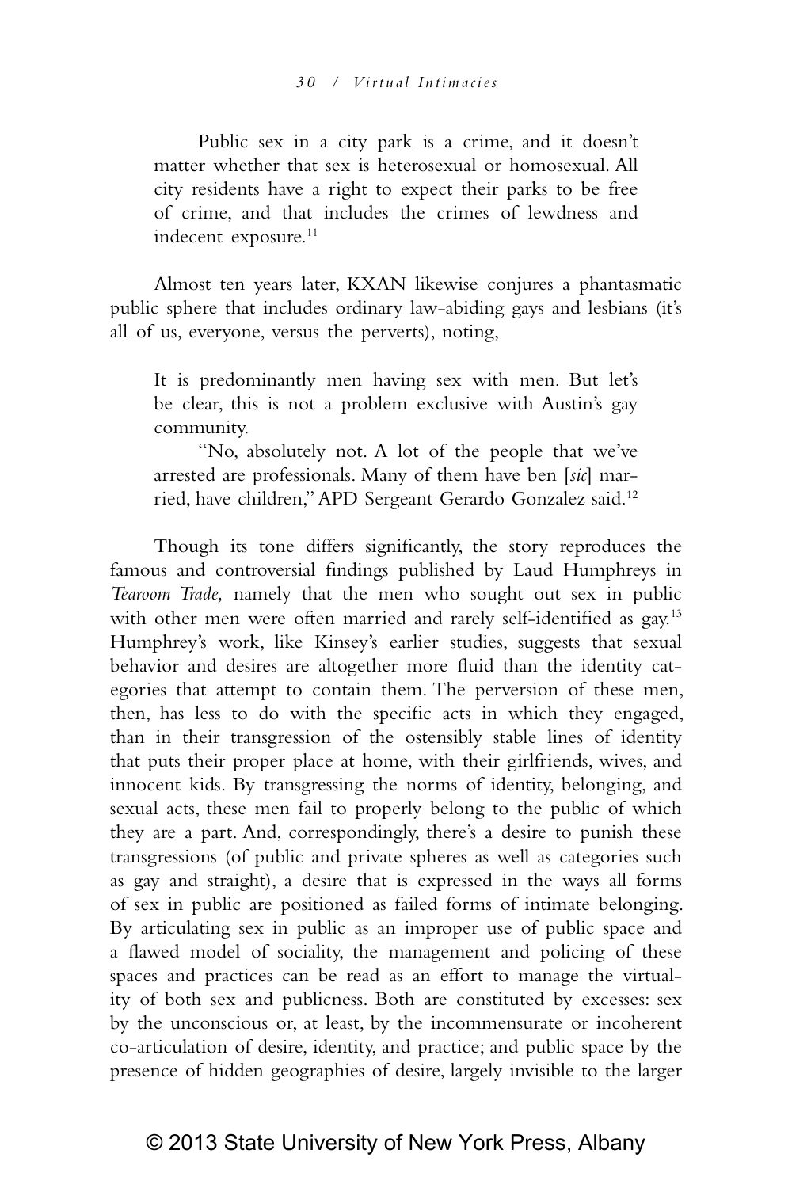> Public sex in a city park is a crime, and it doesn't matter whether that sex is heterosexual or homosexual. All city residents have a right to expect their parks to be free of crime, and that includes the crimes of lewdness and indecent exposure.[11]

Almost ten years later, KXAN likewise conjures a phantasmatic public sphere that includes ordinary law-abiding gays and lesbians (it's all of us, everyone, versus the perverts), noting,

> It is predominantly men having sex with men. But let's be clear, this is not a problem exclusive with Austin's gay community.
>
> "No, absolutely not. A lot of the people that we've arrested are professionals. Many of them have ben [*sic*] married, have children," APD Sergeant Gerardo Gonzalez said.[12]

Though its tone differs significantly, the story reproduces the famous and controversial findings published by Laud Humphreys in *Tearoom Trade,* namely that the men who sought out sex in public with other men were often married and rarely self-identified as gay.[13] Humphrey's work, like Kinsey's earlier studies, suggests that sexual behavior and desires are altogether more fluid than the identity categories that attempt to contain them. The perversion of these men, then, has less to do with the specific acts in which they engaged, than in their transgression of the ostensibly stable lines of identity that puts their proper place at home, with their girlfriends, wives, and innocent kids. By transgressing the norms of identity, belonging, and sexual acts, these men fail to properly belong to the public of which they are a part. And, correspondingly, there's a desire to punish these transgressions (of public and private spheres as well as categories such as gay and straight), a desire that is expressed in the ways all forms of sex in public are positioned as failed forms of intimate belonging. By articulating sex in public as an improper use of public space and a flawed model of sociality, the management and policing of these spaces and practices can be read as an effort to manage the virtuality of both sex and publicness. Both are constituted by excesses: sex by the unconscious or, at least, by the incommensurate or incoherent co-articulation of desire, identity, and practice; and public space by the presence of hidden geographies of desire, largely invisible to the larger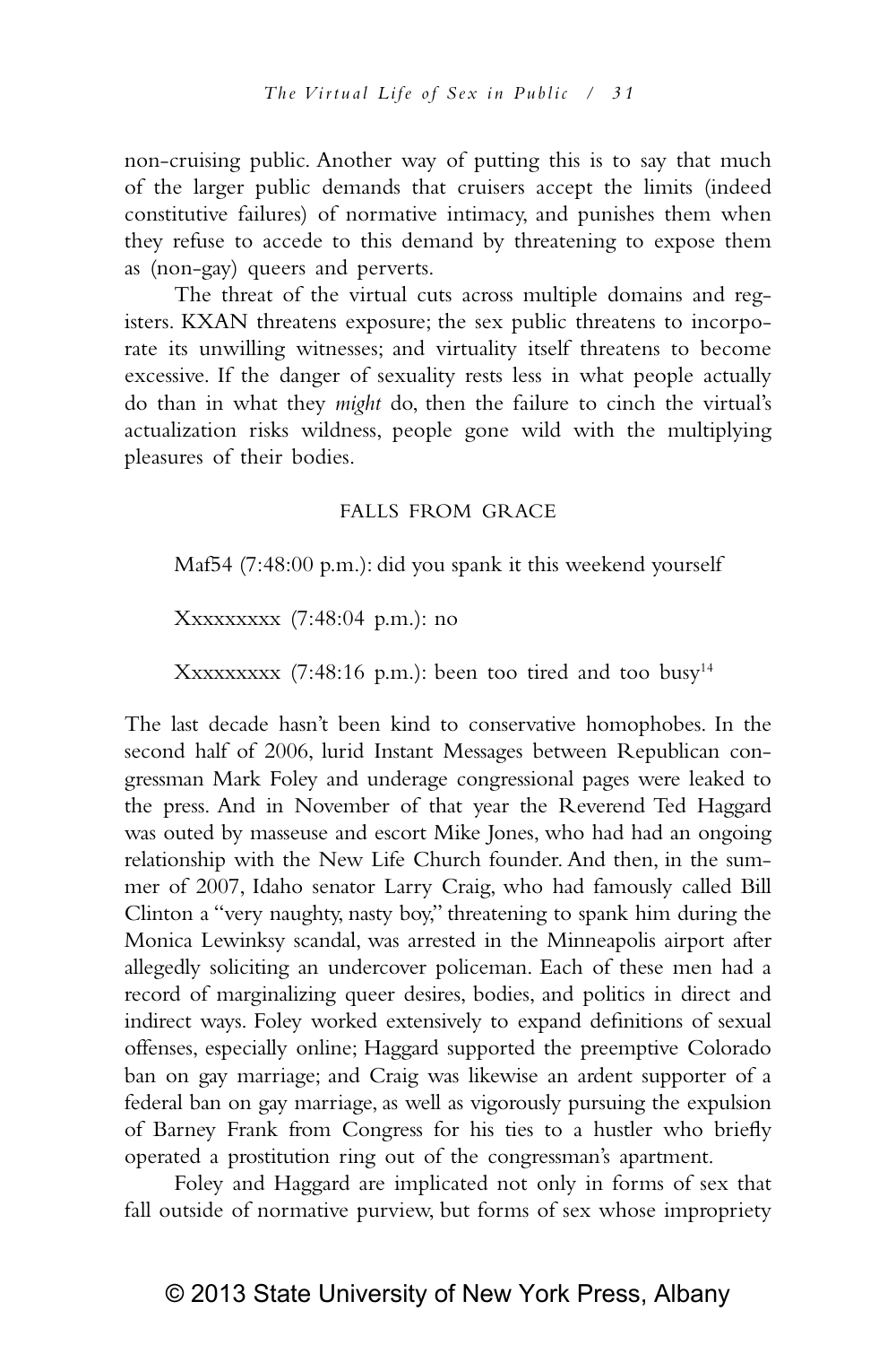non-cruising public. Another way of putting this is to say that much of the larger public demands that cruisers accept the limits (indeed constitutive failures) of normative intimacy, and punishes them when they refuse to accede to this demand by threatening to expose them as (non-gay) queers and perverts.

The threat of the virtual cuts across multiple domains and registers. KXAN threatens exposure; the sex public threatens to incorporate its unwilling witnesses; and virtuality itself threatens to become excessive. If the danger of sexuality rests less in what people actually do than in what they *might* do, then the failure to cinch the virtual's actualization risks wildness, people gone wild with the multiplying pleasures of their bodies.

## FALLS FROM GRACE

Maf54 (7:48:00 p.m.): did you spank it this weekend yourself

Xxxxxxxxx (7:48:04 p.m.): no

Xxxxxxxxx (7:48:16 p.m.): been too tired and too busy[14]

The last decade hasn't been kind to conservative homophobes. In the second half of 2006, lurid Instant Messages between Republican congressman Mark Foley and underage congressional pages were leaked to the press. And in November of that year the Reverend Ted Haggard was outed by masseuse and escort Mike Jones, who had had an ongoing relationship with the New Life Church founder. And then, in the summer of 2007, Idaho senator Larry Craig, who had famously called Bill Clinton a "very naughty, nasty boy," threatening to spank him during the Monica Lewinksy scandal, was arrested in the Minneapolis airport after allegedly soliciting an undercover policeman. Each of these men had a record of marginalizing queer desires, bodies, and politics in direct and indirect ways. Foley worked extensively to expand definitions of sexual offenses, especially online; Haggard supported the preemptive Colorado ban on gay marriage; and Craig was likewise an ardent supporter of a federal ban on gay marriage, as well as vigorously pursuing the expulsion of Barney Frank from Congress for his ties to a hustler who briefly operated a prostitution ring out of the congressman's apartment.

Foley and Haggard are implicated not only in forms of sex that fall outside of normative purview, but forms of sex whose impropriety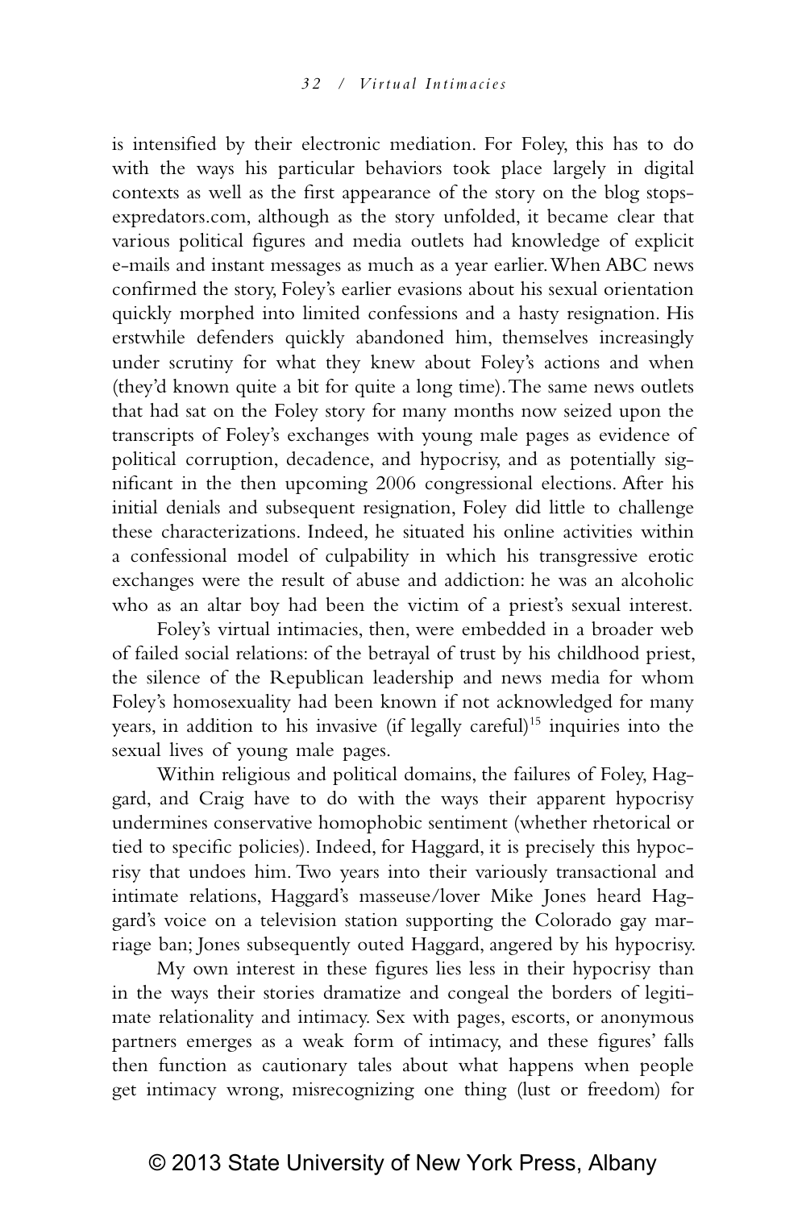is intensified by their electronic mediation. For Foley, this has to do with the ways his particular behaviors took place largely in digital contexts as well as the first appearance of the story on the blog stops-expredators.com, although as the story unfolded, it became clear that various political figures and media outlets had knowledge of explicit e-mails and instant messages as much as a year earlier. When ABC news confirmed the story, Foley's earlier evasions about his sexual orientation quickly morphed into limited confessions and a hasty resignation. His erstwhile defenders quickly abandoned him, themselves increasingly under scrutiny for what they knew about Foley's actions and when (they'd known quite a bit for quite a long time). The same news outlets that had sat on the Foley story for many months now seized upon the transcripts of Foley's exchanges with young male pages as evidence of political corruption, decadence, and hypocrisy, and as potentially significant in the then upcoming 2006 congressional elections. After his initial denials and subsequent resignation, Foley did little to challenge these characterizations. Indeed, he situated his online activities within a confessional model of culpability in which his transgressive erotic exchanges were the result of abuse and addiction: he was an alcoholic who as an altar boy had been the victim of a priest's sexual interest.

Foley's virtual intimacies, then, were embedded in a broader web of failed social relations: of the betrayal of trust by his childhood priest, the silence of the Republican leadership and news media for whom Foley's homosexuality had been known if not acknowledged for many years, in addition to his invasive (if legally careful)[15] inquiries into the sexual lives of young male pages.

Within religious and political domains, the failures of Foley, Haggard, and Craig have to do with the ways their apparent hypocrisy undermines conservative homophobic sentiment (whether rhetorical or tied to specific policies). Indeed, for Haggard, it is precisely this hypocrisy that undoes him. Two years into their variously transactional and intimate relations, Haggard's masseuse/lover Mike Jones heard Haggard's voice on a television station supporting the Colorado gay marriage ban; Jones subsequently outed Haggard, angered by his hypocrisy.

My own interest in these figures lies less in their hypocrisy than in the ways their stories dramatize and congeal the borders of legitimate relationality and intimacy. Sex with pages, escorts, or anonymous partners emerges as a weak form of intimacy, and these figures' falls then function as cautionary tales about what happens when people get intimacy wrong, misrecognizing one thing (lust or freedom) for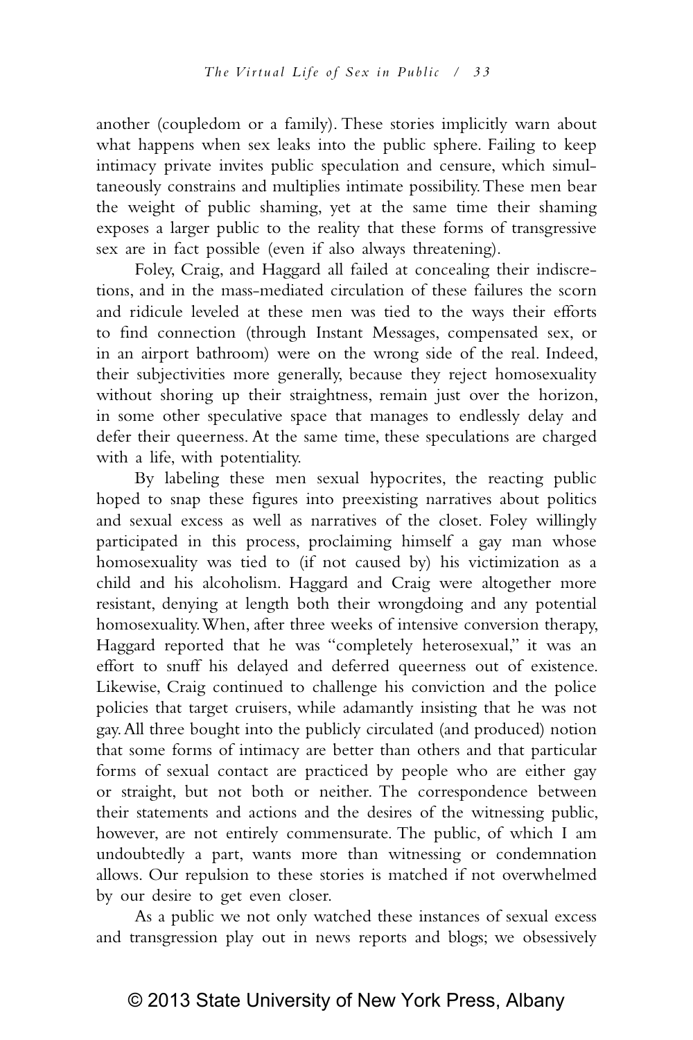another (coupledom or a family). These stories implicitly warn about what happens when sex leaks into the public sphere. Failing to keep intimacy private invites public speculation and censure, which simultaneously constrains and multiplies intimate possibility. These men bear the weight of public shaming, yet at the same time their shaming exposes a larger public to the reality that these forms of transgressive sex are in fact possible (even if also always threatening).

Foley, Craig, and Haggard all failed at concealing their indiscretions, and in the mass-mediated circulation of these failures the scorn and ridicule leveled at these men was tied to the ways their efforts to find connection (through Instant Messages, compensated sex, or in an airport bathroom) were on the wrong side of the real. Indeed, their subjectivities more generally, because they reject homosexuality without shoring up their straightness, remain just over the horizon, in some other speculative space that manages to endlessly delay and defer their queerness. At the same time, these speculations are charged with a life, with potentiality.

By labeling these men sexual hypocrites, the reacting public hoped to snap these figures into preexisting narratives about politics and sexual excess as well as narratives of the closet. Foley willingly participated in this process, proclaiming himself a gay man whose homosexuality was tied to (if not caused by) his victimization as a child and his alcoholism. Haggard and Craig were altogether more resistant, denying at length both their wrongdoing and any potential homosexuality. When, after three weeks of intensive conversion therapy, Haggard reported that he was "completely heterosexual," it was an effort to snuff his delayed and deferred queerness out of existence. Likewise, Craig continued to challenge his conviction and the police policies that target cruisers, while adamantly insisting that he was not gay. All three bought into the publicly circulated (and produced) notion that some forms of intimacy are better than others and that particular forms of sexual contact are practiced by people who are either gay or straight, but not both or neither. The correspondence between their statements and actions and the desires of the witnessing public, however, are not entirely commensurate. The public, of which I am undoubtedly a part, wants more than witnessing or condemnation allows. Our repulsion to these stories is matched if not overwhelmed by our desire to get even closer.

As a public we not only watched these instances of sexual excess and transgression play out in news reports and blogs; we obsessively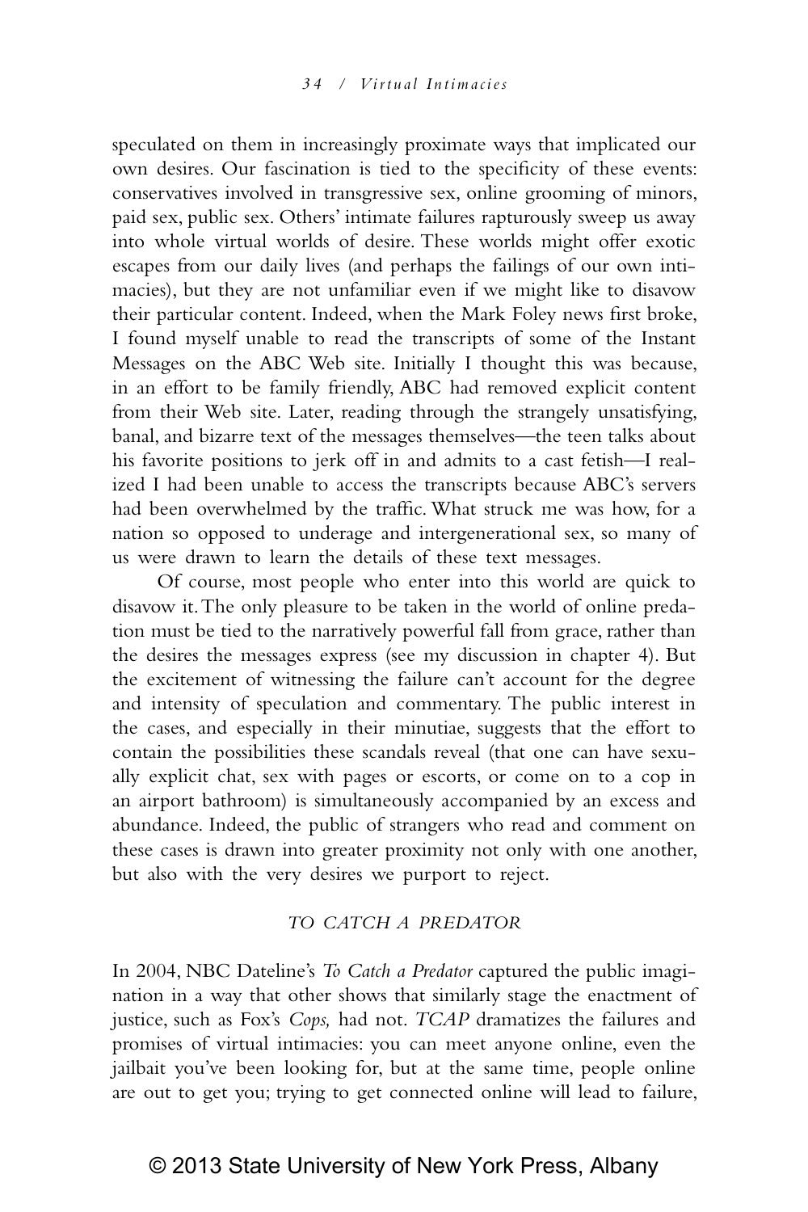speculated on them in increasingly proximate ways that implicated our own desires. Our fascination is tied to the specificity of these events: conservatives involved in transgressive sex, online grooming of minors, paid sex, public sex. Others' intimate failures rapturously sweep us away into whole virtual worlds of desire. These worlds might offer exotic escapes from our daily lives (and perhaps the failings of our own intimacies), but they are not unfamiliar even if we might like to disavow their particular content. Indeed, when the Mark Foley news first broke, I found myself unable to read the transcripts of some of the Instant Messages on the ABC Web site. Initially I thought this was because, in an effort to be family friendly, ABC had removed explicit content from their Web site. Later, reading through the strangely unsatisfying, banal, and bizarre text of the messages themselves—the teen talks about his favorite positions to jerk off in and admits to a cast fetish—I realized I had been unable to access the transcripts because ABC's servers had been overwhelmed by the traffic. What struck me was how, for a nation so opposed to underage and intergenerational sex, so many of us were drawn to learn the details of these text messages.

Of course, most people who enter into this world are quick to disavow it. The only pleasure to be taken in the world of online predation must be tied to the narratively powerful fall from grace, rather than the desires the messages express (see my discussion in chapter 4). But the excitement of witnessing the failure can't account for the degree and intensity of speculation and commentary. The public interest in the cases, and especially in their minutiae, suggests that the effort to contain the possibilities these scandals reveal (that one can have sexually explicit chat, sex with pages or escorts, or come on to a cop in an airport bathroom) is simultaneously accompanied by an excess and abundance. Indeed, the public of strangers who read and comment on these cases is drawn into greater proximity not only with one another, but also with the very desires we purport to reject.

## *TO CATCH A PREDATOR*

In 2004, NBC Dateline's *To Catch a Predator* captured the public imagination in a way that other shows that similarly stage the enactment of justice, such as Fox's *Cops,* had not. *TCAP* dramatizes the failures and promises of virtual intimacies: you can meet anyone online, even the jailbait you've been looking for, but at the same time, people online are out to get you; trying to get connected online will lead to failure,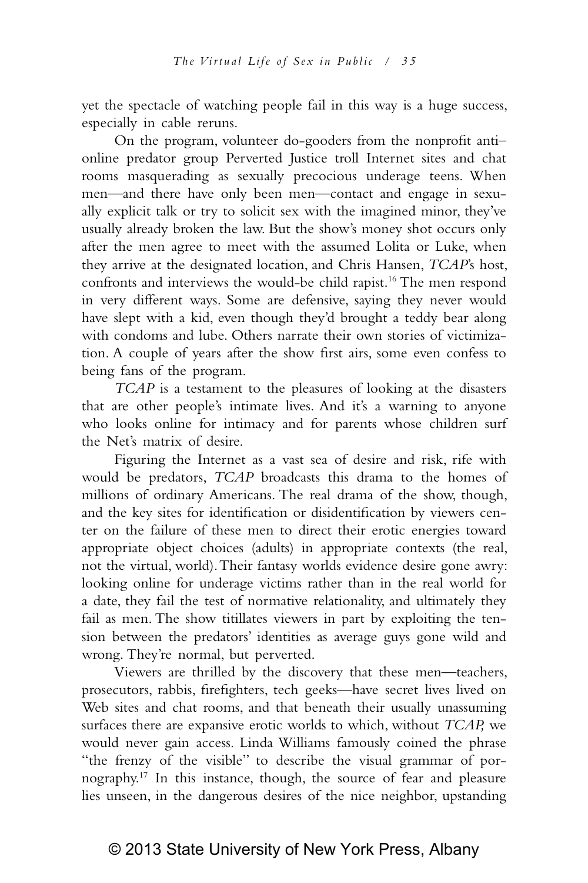yet the spectacle of watching people fail in this way is a huge success, especially in cable reruns.

On the program, volunteer do-gooders from the nonprofit anti–online predator group Perverted Justice troll Internet sites and chat rooms masquerading as sexually precocious underage teens. When men—and there have only been men—contact and engage in sexually explicit talk or try to solicit sex with the imagined minor, they've usually already broken the law. But the show's money shot occurs only after the men agree to meet with the assumed Lolita or Luke, when they arrive at the designated location, and Chris Hansen, *TCAP*'s host, confronts and interviews the would-be child rapist.[16] The men respond in very different ways. Some are defensive, saying they never would have slept with a kid, even though they'd brought a teddy bear along with condoms and lube. Others narrate their own stories of victimization. A couple of years after the show first airs, some even confess to being fans of the program.

*TCAP* is a testament to the pleasures of looking at the disasters that are other people's intimate lives. And it's a warning to anyone who looks online for intimacy and for parents whose children surf the Net's matrix of desire.

Figuring the Internet as a vast sea of desire and risk, rife with would be predators, *TCAP* broadcasts this drama to the homes of millions of ordinary Americans. The real drama of the show, though, and the key sites for identification or disidentification by viewers center on the failure of these men to direct their erotic energies toward appropriate object choices (adults) in appropriate contexts (the real, not the virtual, world). Their fantasy worlds evidence desire gone awry: looking online for underage victims rather than in the real world for a date, they fail the test of normative relationality, and ultimately they fail as men. The show titillates viewers in part by exploiting the tension between the predators' identities as average guys gone wild and wrong. They're normal, but perverted.

Viewers are thrilled by the discovery that these men—teachers, prosecutors, rabbis, firefighters, tech geeks—have secret lives lived on Web sites and chat rooms, and that beneath their usually unassuming surfaces there are expansive erotic worlds to which, without *TCAP,* we would never gain access. Linda Williams famously coined the phrase "the frenzy of the visible" to describe the visual grammar of pornography.[17] In this instance, though, the source of fear and pleasure lies unseen, in the dangerous desires of the nice neighbor, upstanding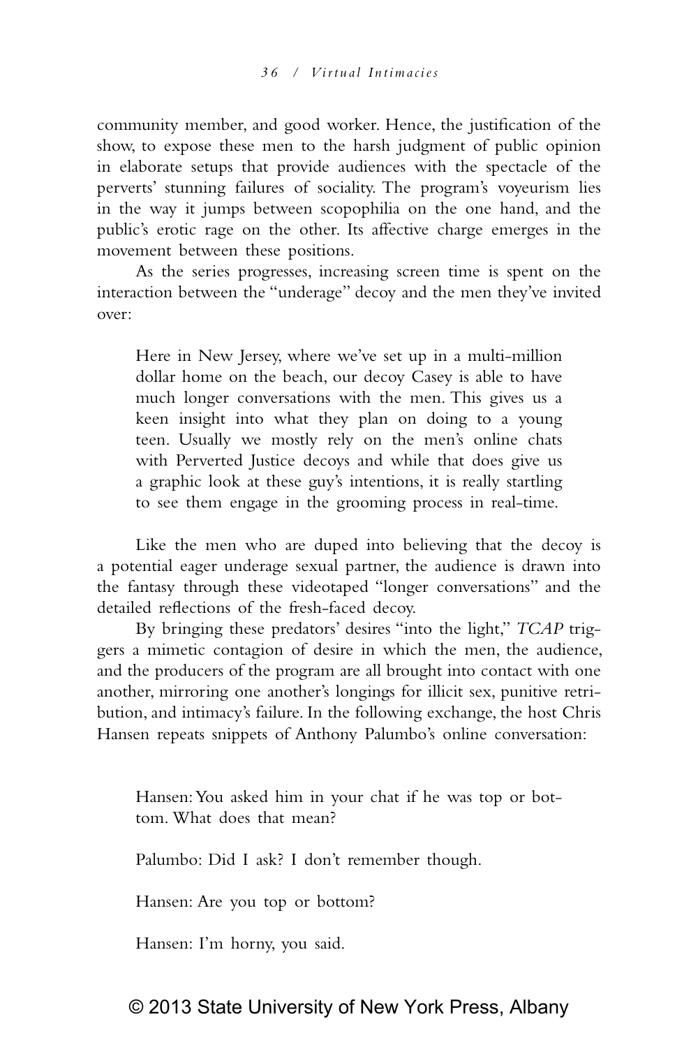community member, and good worker. Hence, the justification of the show, to expose these men to the harsh judgment of public opinion in elaborate setups that provide audiences with the spectacle of the perverts' stunning failures of sociality. The program's voyeurism lies in the way it jumps between scopophilia on the one hand, and the public's erotic rage on the other. Its affective charge emerges in the movement between these positions.

As the series progresses, increasing screen time is spent on the interaction between the "underage" decoy and the men they've invited over:

> Here in New Jersey, where we've set up in a multi-million dollar home on the beach, our decoy Casey is able to have much longer conversations with the men. This gives us a keen insight into what they plan on doing to a young teen. Usually we mostly rely on the men's online chats with Perverted Justice decoys and while that does give us a graphic look at these guy's intentions, it is really startling to see them engage in the grooming process in real-time.

Like the men who are duped into believing that the decoy is a potential eager underage sexual partner, the audience is drawn into the fantasy through these videotaped "longer conversations" and the detailed reflections of the fresh-faced decoy.

By bringing these predators' desires "into the light," *TCAP* triggers a mimetic contagion of desire in which the men, the audience, and the producers of the program are all brought into contact with one another, mirroring one another's longings for illicit sex, punitive retribution, and intimacy's failure. In the following exchange, the host Chris Hansen repeats snippets of Anthony Palumbo's online conversation:

> Hansen: You asked him in your chat if he was top or bottom. What does that mean?
>
> Palumbo: Did I ask? I don't remember though.
>
> Hansen: Are you top or bottom?
>
> Hansen: I'm horny, you said.

© 2013 State University of New York Press, Albany